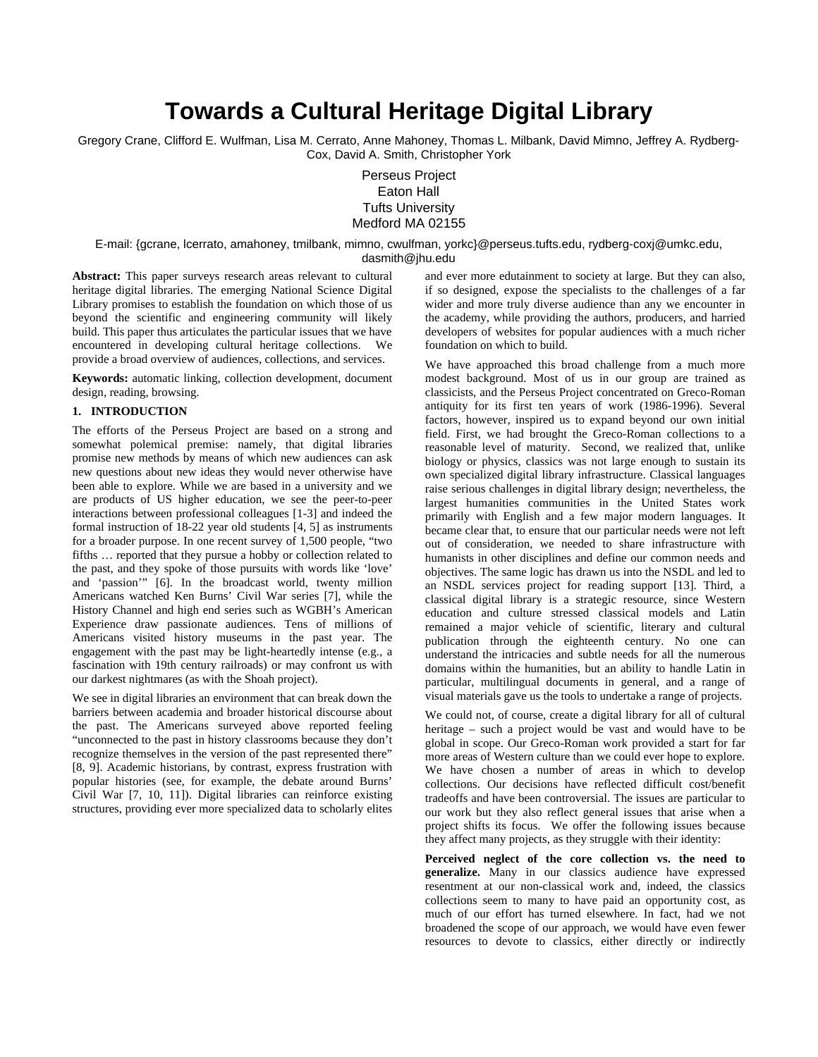# Towards a Cultural Heritage Digital Library

Gregory Crane, Clifford E. Wulfman, Lisa M. Cerrato, Anne Mahoney, Thomas L. Milbank, David Mimno, Jeffrey A. Rydberg-Cox, David A. Smith, Christopher York

Perseus Project
Eaton Hall
Tufts University
Medford MA 02155

E-mail: {gcrane, lcerrato, amahoney, tmilbank, mimno, cwulfman, yorkc}@perseus.tufts.edu, rydberg-coxj@umkc.edu, dasmith@jhu.edu

**Abstract:** This paper surveys research areas relevant to cultural heritage digital libraries. The emerging National Science Digital Library promises to establish the foundation on which those of us beyond the scientific and engineering community will likely build. This paper thus articulates the particular issues that we have encountered in developing cultural heritage collections. We provide a broad overview of audiences, collections, and services.

**Keywords:** automatic linking, collection development, document design, reading, browsing.

## 1. INTRODUCTION

The efforts of the Perseus Project are based on a strong and somewhat polemical premise: namely, that digital libraries promise new methods by means of which new audiences can ask new questions about new ideas they would never otherwise have been able to explore. While we are based in a university and we are products of US higher education, we see the peer-to-peer interactions between professional colleagues [1-3] and indeed the formal instruction of 18-22 year old students [4, 5] as instruments for a broader purpose. In one recent survey of 1,500 people, "two fifths … reported that they pursue a hobby or collection related to the past, and they spoke of those pursuits with words like 'love' and 'passion'" [6]. In the broadcast world, twenty million Americans watched Ken Burns' Civil War series [7], while the History Channel and high end series such as WGBH's American Experience draw passionate audiences. Tens of millions of Americans visited history museums in the past year. The engagement with the past may be light-heartedly intense (e.g., a fascination with 19th century railroads) or may confront us with our darkest nightmares (as with the Shoah project).

We see in digital libraries an environment that can break down the barriers between academia and broader historical discourse about the past. The Americans surveyed above reported feeling "unconnected to the past in history classrooms because they don't recognize themselves in the version of the past represented there" [8, 9]. Academic historians, by contrast, express frustration with popular histories (see, for example, the debate around Burns' Civil War [7, 10, 11]). Digital libraries can reinforce existing structures, providing ever more specialized data to scholarly elites and ever more edutainment to society at large. But they can also, if so designed, expose the specialists to the challenges of a far wider and more truly diverse audience than any we encounter in the academy, while providing the authors, producers, and harried developers of websites for popular audiences with a much richer foundation on which to build.

We have approached this broad challenge from a much more modest background. Most of us in our group are trained as classicists, and the Perseus Project concentrated on Greco-Roman antiquity for its first ten years of work (1986-1996). Several factors, however, inspired us to expand beyond our own initial field. First, we had brought the Greco-Roman collections to a reasonable level of maturity. Second, we realized that, unlike biology or physics, classics was not large enough to sustain its own specialized digital library infrastructure. Classical languages raise serious challenges in digital library design; nevertheless, the largest humanities communities in the United States work primarily with English and a few major modern languages. It became clear that, to ensure that our particular needs were not left out of consideration, we needed to share infrastructure with humanists in other disciplines and define our common needs and objectives. The same logic has drawn us into the NSDL and led to an NSDL services project for reading support [13]. Third, a classical digital library is a strategic resource, since Western education and culture stressed classical models and Latin remained a major vehicle of scientific, literary and cultural publication through the eighteenth century. No one can understand the intricacies and subtle needs for all the numerous domains within the humanities, but an ability to handle Latin in particular, multilingual documents in general, and a range of visual materials gave us the tools to undertake a range of projects.

We could not, of course, create a digital library for all of cultural heritage – such a project would be vast and would have to be global in scope. Our Greco-Roman work provided a start for far more areas of Western culture than we could ever hope to explore. We have chosen a number of areas in which to develop collections. Our decisions have reflected difficult cost/benefit tradeoffs and have been controversial. The issues are particular to our work but they also reflect general issues that arise when a project shifts its focus. We offer the following issues because they affect many projects, as they struggle with their identity:

**Perceived neglect of the core collection vs. the need to generalize.** Many in our classics audience have expressed resentment at our non-classical work and, indeed, the classics collections seem to many to have paid an opportunity cost, as much of our effort has turned elsewhere. In fact, had we not broadened the scope of our approach, we would have even fewer resources to devote to classics, either directly or indirectly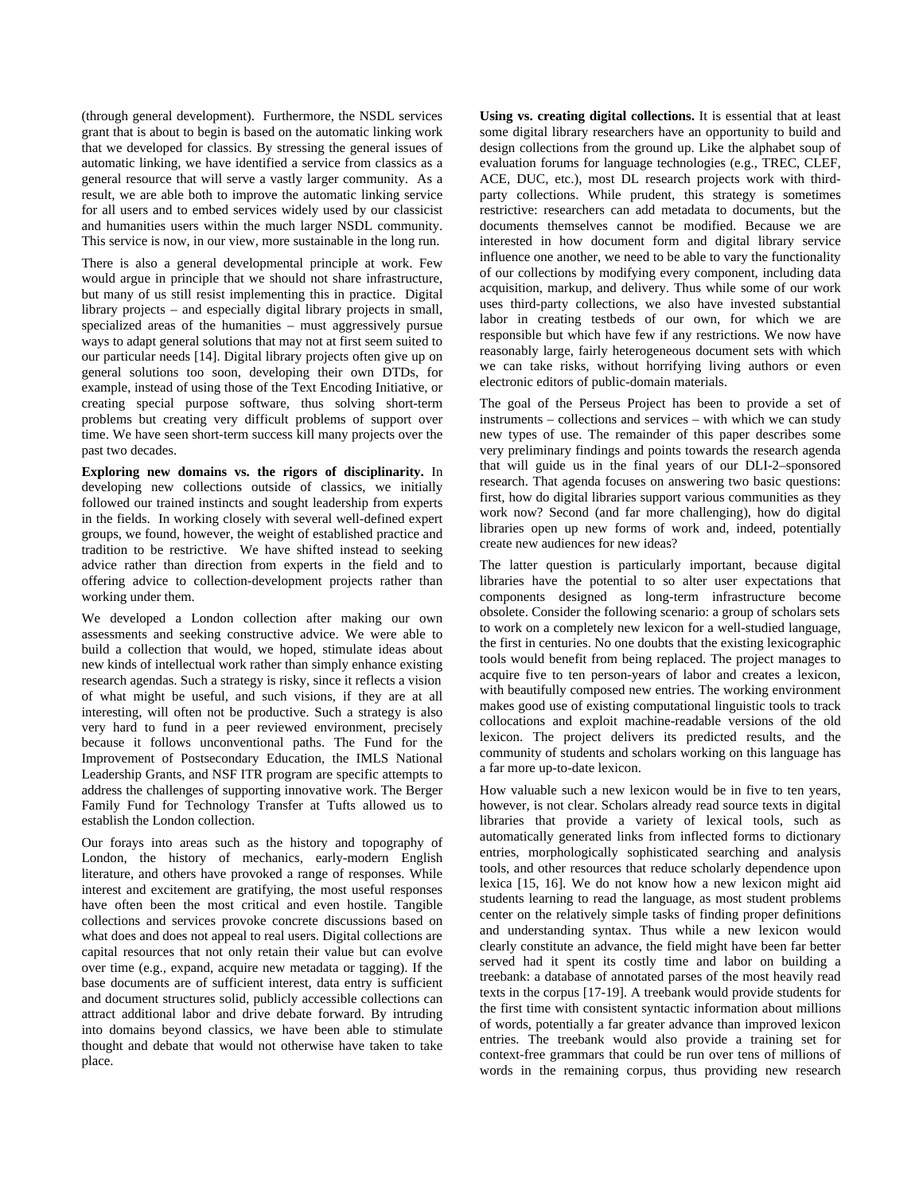(through general development). Furthermore, the NSDL services grant that is about to begin is based on the automatic linking work that we developed for classics. By stressing the general issues of automatic linking, we have identified a service from classics as a general resource that will serve a vastly larger community. As a result, we are able both to improve the automatic linking service for all users and to embed services widely used by our classicist and humanities users within the much larger NSDL community. This service is now, in our view, more sustainable in the long run.

There is also a general developmental principle at work. Few would argue in principle that we should not share infrastructure, but many of us still resist implementing this in practice. Digital library projects – and especially digital library projects in small, specialized areas of the humanities – must aggressively pursue ways to adapt general solutions that may not at first seem suited to our particular needs [14]. Digital library projects often give up on general solutions too soon, developing their own DTDs, for example, instead of using those of the Text Encoding Initiative, or creating special purpose software, thus solving short-term problems but creating very difficult problems of support over time. We have seen short-term success kill many projects over the past two decades.

**Exploring new domains vs. the rigors of disciplinarity.** In developing new collections outside of classics, we initially followed our trained instincts and sought leadership from experts in the fields. In working closely with several well-defined expert groups, we found, however, the weight of established practice and tradition to be restrictive. We have shifted instead to seeking advice rather than direction from experts in the field and to offering advice to collection-development projects rather than working under them.

We developed a London collection after making our own assessments and seeking constructive advice. We were able to build a collection that would, we hoped, stimulate ideas about new kinds of intellectual work rather than simply enhance existing research agendas. Such a strategy is risky, since it reflects a vision of what might be useful, and such visions, if they are at all interesting, will often not be productive. Such a strategy is also very hard to fund in a peer reviewed environment, precisely because it follows unconventional paths. The Fund for the Improvement of Postsecondary Education, the IMLS National Leadership Grants, and NSF ITR program are specific attempts to address the challenges of supporting innovative work. The Berger Family Fund for Technology Transfer at Tufts allowed us to establish the London collection.

Our forays into areas such as the history and topography of London, the history of mechanics, early-modern English literature, and others have provoked a range of responses. While interest and excitement are gratifying, the most useful responses have often been the most critical and even hostile. Tangible collections and services provoke concrete discussions based on what does and does not appeal to real users. Digital collections are capital resources that not only retain their value but can evolve over time (e.g., expand, acquire new metadata or tagging). If the base documents are of sufficient interest, data entry is sufficient and document structures solid, publicly accessible collections can attract additional labor and drive debate forward. By intruding into domains beyond classics, we have been able to stimulate thought and debate that would not otherwise have taken to take place.

**Using vs. creating digital collections.** It is essential that at least some digital library researchers have an opportunity to build and design collections from the ground up. Like the alphabet soup of evaluation forums for language technologies (e.g., TREC, CLEF, ACE, DUC, etc.), most DL research projects work with third-party collections. While prudent, this strategy is sometimes restrictive: researchers can add metadata to documents, but the documents themselves cannot be modified. Because we are interested in how document form and digital library service influence one another, we need to be able to vary the functionality of our collections by modifying every component, including data acquisition, markup, and delivery. Thus while some of our work uses third-party collections, we also have invested substantial labor in creating testbeds of our own, for which we are responsible but which have few if any restrictions. We now have reasonably large, fairly heterogeneous document sets with which we can take risks, without horrifying living authors or even electronic editors of public-domain materials.

The goal of the Perseus Project has been to provide a set of instruments – collections and services – with which we can study new types of use. The remainder of this paper describes some very preliminary findings and points towards the research agenda that will guide us in the final years of our DLI-2–sponsored research. That agenda focuses on answering two basic questions: first, how do digital libraries support various communities as they work now? Second (and far more challenging), how do digital libraries open up new forms of work and, indeed, potentially create new audiences for new ideas?

The latter question is particularly important, because digital libraries have the potential to so alter user expectations that components designed as long-term infrastructure become obsolete. Consider the following scenario: a group of scholars sets to work on a completely new lexicon for a well-studied language, the first in centuries. No one doubts that the existing lexicographic tools would benefit from being replaced. The project manages to acquire five to ten person-years of labor and creates a lexicon, with beautifully composed new entries. The working environment makes good use of existing computational linguistic tools to track collocations and exploit machine-readable versions of the old lexicon. The project delivers its predicted results, and the community of students and scholars working on this language has a far more up-to-date lexicon.

How valuable such a new lexicon would be in five to ten years, however, is not clear. Scholars already read source texts in digital libraries that provide a variety of lexical tools, such as automatically generated links from inflected forms to dictionary entries, morphologically sophisticated searching and analysis tools, and other resources that reduce scholarly dependence upon lexica [15, 16]. We do not know how a new lexicon might aid students learning to read the language, as most student problems center on the relatively simple tasks of finding proper definitions and understanding syntax. Thus while a new lexicon would clearly constitute an advance, the field might have been far better served had it spent its costly time and labor on building a treebank: a database of annotated parses of the most heavily read texts in the corpus [17-19]. A treebank would provide students for the first time with consistent syntactic information about millions of words, potentially a far greater advance than improved lexicon entries. The treebank would also provide a training set for context-free grammars that could be run over tens of millions of words in the remaining corpus, thus providing new research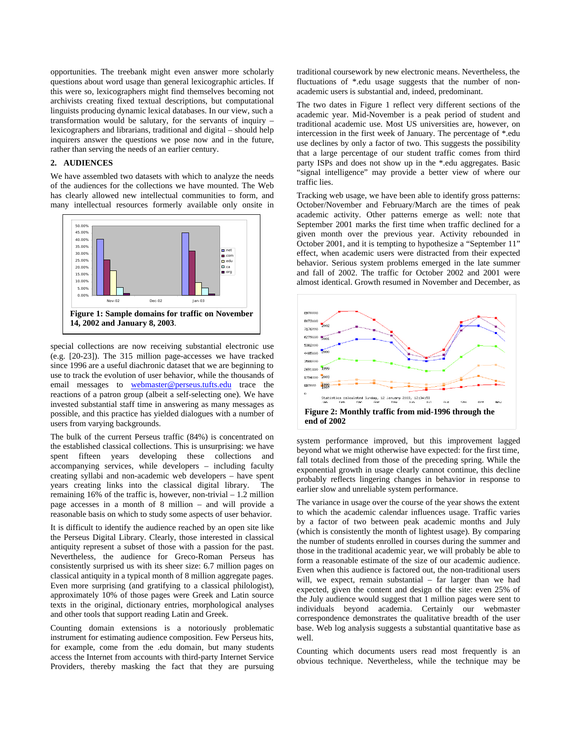opportunities. The treebank might even answer more scholarly questions about word usage than general lexicographic articles. If this were so, lexicographers might find themselves becoming not archivists creating fixed textual descriptions, but computational linguists producing dynamic lexical databases. In our view, such a transformation would be salutary, for the servants of inquiry – lexicographers and librarians, traditional and digital – should help inquirers answer the questions we pose now and in the future, rather than serving the needs of an earlier century.

## 2. AUDIENCES

We have assembled two datasets with which to analyze the needs of the audiences for the collections we have mounted. The Web has clearly allowed new intellectual communities to form, and many intellectual resources formerly available only onsite in special collections are now receiving substantial electronic use (e.g. [20-23]). The 315 million page-accesses we have tracked since 1996 are a useful diachronic dataset that we are beginning to use to track the evolution of user behavior, while the thousands of email messages to webmaster@perseus.tufts.edu trace the reactions of a patron group (albeit a self-selecting one). We have invested substantial staff time in answering as many messages as possible, and this practice has yielded dialogues with a number of users from varying backgrounds.

**Figure 1: Sample domains for traffic on November 14, 2002 and January 8, 2003.**

The bulk of the current Perseus traffic (84%) is concentrated on the established classical collections. This is unsurprising: we have spent fifteen years developing these collections and accompanying services, while developers – including faculty creating syllabi and non-academic web developers – have spent years creating links into the classical digital library. The remaining 16% of the traffic is, however, non-trivial – 1.2 million page accesses in a month of 8 million – and will provide a reasonable basis on which to study some aspects of user behavior.

It is difficult to identify the audience reached by an open site like the Perseus Digital Library. Clearly, those interested in classical antiquity represent a subset of those with a passion for the past. Nevertheless, the audience for Greco-Roman Perseus has consistently surprised us with its sheer size: 6.7 million pages on classical antiquity in a typical month of 8 million aggregate pages. Even more surprising (and gratifying to a classical philologist), approximately 10% of those pages were Greek and Latin source texts in the original, dictionary entries, morphological analyses and other tools that support reading Latin and Greek.

Counting domain extensions is a notoriously problematic instrument for estimating audience composition. Few Perseus hits, for example, come from the .edu domain, but many students access the Internet from accounts with third-party Internet Service Providers, thereby masking the fact that they are pursuing traditional coursework by new electronic means. Nevertheless, the fluctuations of *.edu usage suggests that the number of non-academic users is substantial and, indeed, predominant.

The two dates in Figure 1 reflect very different sections of the academic year. Mid-November is a peak period of student and traditional academic use. Most US universities are, however, on intercession in the first week of January. The percentage of *.edu use declines by only a factor of two. This suggests the possibility that a large percentage of our student traffic comes from third party ISPs and does not show up in the *.edu aggregates. Basic "signal intelligence" may provide a better view of where our traffic lies.

Tracking web usage, we have been able to identify gross patterns: October/November and February/March are the times of peak academic activity. Other patterns emerge as well: note that September 2001 marks the first time which traffic declined for a given month over the previous year. Activity rebounded in October 2001, and it is tempting to hypothesize a "September 11" effect, when academic users were distracted from their expected behavior. Serious system problems emerged in the late summer and fall of 2002. The traffic for October 2002 and 2001 were almost identical. Growth resumed in November and December, as

**Figure 2: Monthly traffic from mid-1996 through the end of 2002**

system performance improved, but this improvement lagged beyond what we might otherwise have expected: for the first time, fall totals declined from those of the preceding spring. While the exponential growth in usage clearly cannot continue, this decline probably reflects lingering changes in behavior in response to earlier slow and unreliable system performance.

The variance in usage over the course of the year shows the extent to which the academic calendar influences usage. Traffic varies by a factor of two between peak academic months and July (which is consistently the month of lightest usage). By comparing the number of students enrolled in courses during the summer and those in the traditional academic year, we will probably be able to form a reasonable estimate of the size of our academic audience. Even when this audience is factored out, the non-traditional users will, we expect, remain substantial – far larger than we had expected, given the content and design of the site: even 25% of the July audience would suggest that 1 million pages were sent to individuals beyond academia. Certainly our webmaster correspondence demonstrates the qualitative breadth of the user base. Web log analysis suggests a substantial quantitative base as well.

Counting which documents users read most frequently is an obvious technique. Nevertheless, while the technique may be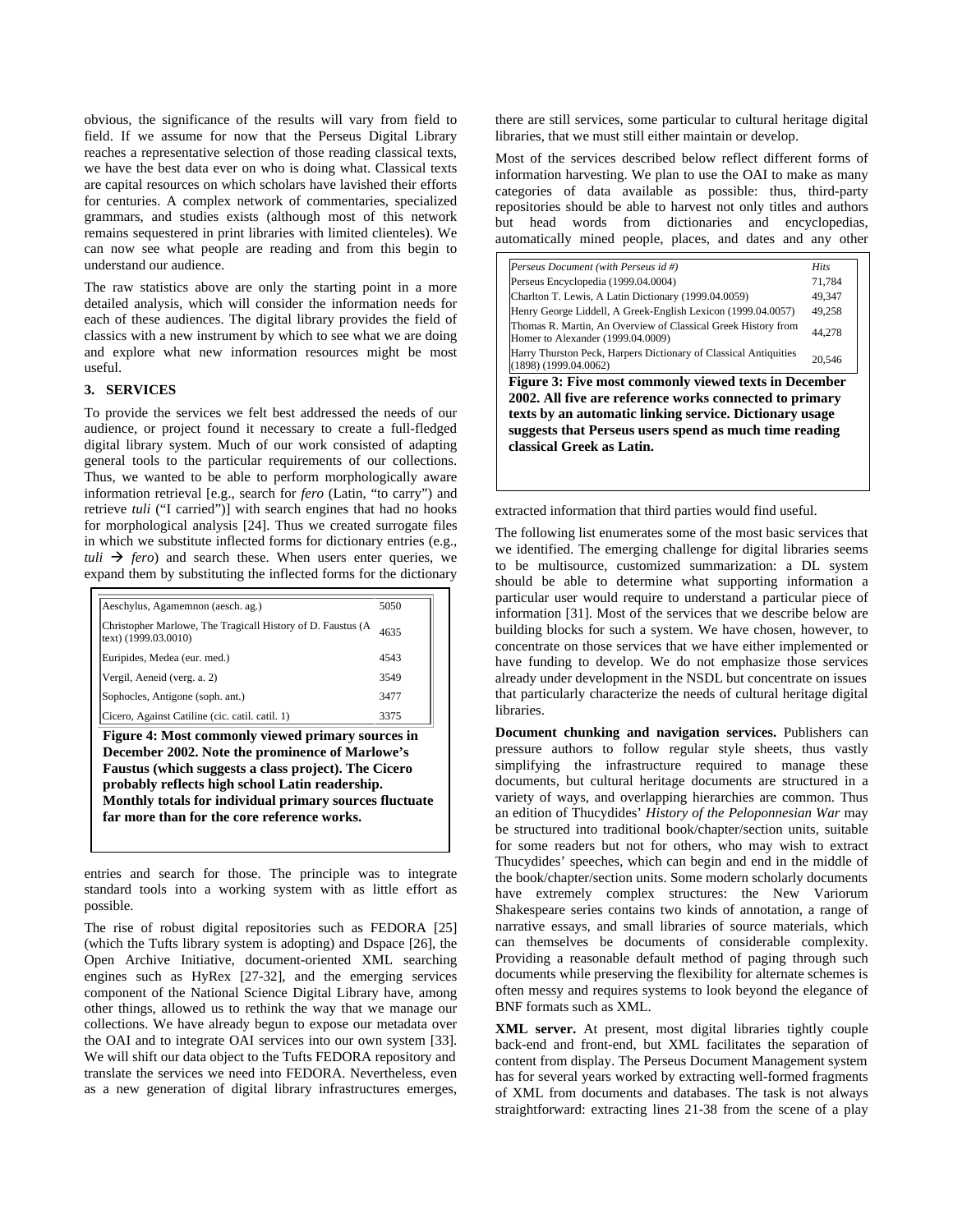obvious, the significance of the results will vary from field to field. If we assume for now that the Perseus Digital Library reaches a representative selection of those reading classical texts, we have the best data ever on who is doing what. Classical texts are capital resources on which scholars have lavished their efforts for centuries. A complex network of commentaries, specialized grammars, and studies exists (although most of this network remains sequestered in print libraries with limited clienteles). We can now see what people are reading and from this begin to understand our audience.

The raw statistics above are only the starting point in a more detailed analysis, which will consider the information needs for each of these audiences. The digital library provides the field of classics with a new instrument by which to see what we are doing and explore what new information resources might be most useful.

## 3. SERVICES

To provide the services we felt best addressed the needs of our audience, or project found it necessary to create a full-fledged digital library system. Much of our work consisted of adapting general tools to the particular requirements of our collections. Thus, we wanted to be able to perform morphologically aware information retrieval [e.g., search for *fero* (Latin, "to carry") and retrieve *tuli* ("I carried")] with search engines that had no hooks for morphological analysis [24]. Thus we created surrogate files in which we substitute inflected forms for dictionary entries (e.g., *tuli* → *fero*) and search these. When users enter queries, we expand them by substituting the inflected forms for the dictionary entries and search for those. The principle was to integrate standard tools into a working system with as little effort as possible.

| Work | Hits |
|---|---|
| Aeschylus, Agamemnon (aesch. ag.) | 5050 |
| Christopher Marlowe, The Tragicall History of D. Faustus (A text) (1999.03.0010) | 4635 |
| Euripides, Medea (eur. med.) | 4543 |
| Vergil, Aeneid (verg. a. 2) | 3549 |
| Sophocles, Antigone (soph. ant.) | 3477 |
| Cicero, Against Catiline (cic. catil. catil. 1) | 3375 |

**Figure 4: Most commonly viewed primary sources in December 2002. Note the prominence of Marlowe's Faustus (which suggests a class project). The Cicero probably reflects high school Latin readership. Monthly totals for individual primary sources fluctuate far more than for the core reference works.**

The rise of robust digital repositories such as FEDORA [25] (which the Tufts library system is adopting) and Dspace [26], the Open Archive Initiative, document-oriented XML searching engines such as HyRex [27-32], and the emerging services component of the National Science Digital Library have, among other things, allowed us to rethink the way that we manage our collections. We have already begun to expose our metadata over the OAI and to integrate OAI services into our own system [33]. We will shift our data object to the Tufts FEDORA repository and translate the services we need into FEDORA. Nevertheless, even as a new generation of digital library infrastructures emerges, there are still services, some particular to cultural heritage digital libraries, that we must still either maintain or develop.

Most of the services described below reflect different forms of information harvesting. We plan to use the OAI to make as many categories of data available as possible: thus, third-party repositories should be able to harvest not only titles and authors but head words from dictionaries and encyclopedias, automatically mined people, places, and dates and any other extracted information that third parties would find useful.

| *Perseus Document (with Perseus id #)* | *Hits* |
|---|---|
| Perseus Encyclopedia (1999.04.0004) | 71,784 |
| Charlton T. Lewis, A Latin Dictionary (1999.04.0059) | 49,347 |
| Henry George Liddell, A Greek-English Lexicon (1999.04.0057) | 49,258 |
| Thomas R. Martin, An Overview of Classical Greek History from Homer to Alexander (1999.04.0009) | 44,278 |
| Harry Thurston Peck, Harpers Dictionary of Classical Antiquities (1898) (1999.04.0062) | 20,546 |

**Figure 3: Five most commonly viewed texts in December 2002. All five are reference works connected to primary texts by an automatic linking service. Dictionary usage suggests that Perseus users spend as much time reading classical Greek as Latin.**

The following list enumerates some of the most basic services that we identified. The emerging challenge for digital libraries seems to be multisource, customized summarization: a DL system should be able to determine what supporting information a particular user would require to understand a particular piece of information [31]. Most of the services that we describe below are building blocks for such a system. We have chosen, however, to concentrate on those services that we have either implemented or have funding to develop. We do not emphasize those services already under development in the NSDL but concentrate on issues that particularly characterize the needs of cultural heritage digital libraries.

**Document chunking and navigation services.** Publishers can pressure authors to follow regular style sheets, thus vastly simplifying the infrastructure required to manage these documents, but cultural heritage documents are structured in a variety of ways, and overlapping hierarchies are common. Thus an edition of Thucydides' *History of the Peloponnesian War* may be structured into traditional book/chapter/section units, suitable for some readers but not for others, who may wish to extract Thucydides' speeches, which can begin and end in the middle of the book/chapter/section units. Some modern scholarly documents have extremely complex structures: the New Variorum Shakespeare series contains two kinds of annotation, a range of narrative essays, and small libraries of source materials, which can themselves be documents of considerable complexity. Providing a reasonable default method of paging through such documents while preserving the flexibility for alternate schemes is often messy and requires systems to look beyond the elegance of BNF formats such as XML.

**XML server.** At present, most digital libraries tightly couple back-end and front-end, but XML facilitates the separation of content from display. The Perseus Document Management system has for several years worked by extracting well-formed fragments of XML from documents and databases. The task is not always straightforward: extracting lines 21-38 from the scene of a play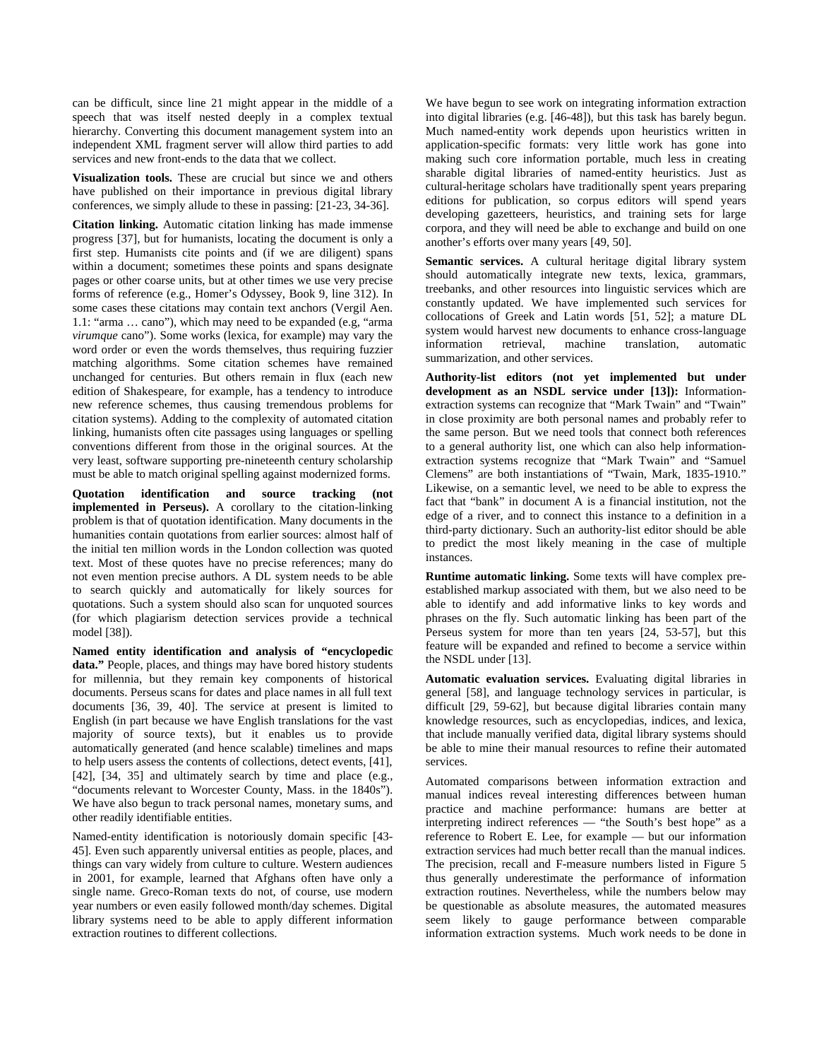can be difficult, since line 21 might appear in the middle of a speech that was itself nested deeply in a complex textual hierarchy. Converting this document management system into an independent XML fragment server will allow third parties to add services and new front-ends to the data that we collect.

**Visualization tools.** These are crucial but since we and others have published on their importance in previous digital library conferences, we simply allude to these in passing: [21-23, 34-36].

**Citation linking.** Automatic citation linking has made immense progress [37], but for humanists, locating the document is only a first step. Humanists cite points and (if we are diligent) spans within a document; sometimes these points and spans designate pages or other coarse units, but at other times we use very precise forms of reference (e.g., Homer's Odyssey, Book 9, line 312). In some cases these citations may contain text anchors (Vergil Aen. 1.1: "arma … cano"), which may need to be expanded (e.g, "arma *virumque* cano"). Some works (lexica, for example) may vary the word order or even the words themselves, thus requiring fuzzier matching algorithms. Some citation schemes have remained unchanged for centuries. But others remain in flux (each new edition of Shakespeare, for example, has a tendency to introduce new reference schemes, thus causing tremendous problems for citation systems). Adding to the complexity of automated citation linking, humanists often cite passages using languages or spelling conventions different from those in the original sources. At the very least, software supporting pre-nineteenth century scholarship must be able to match original spelling against modernized forms.

**Quotation identification and source tracking (not implemented in Perseus).** A corollary to the citation-linking problem is that of quotation identification. Many documents in the humanities contain quotations from earlier sources: almost half of the initial ten million words in the London collection was quoted text. Most of these quotes have no precise references; many do not even mention precise authors. A DL system needs to be able to search quickly and automatically for likely sources for quotations. Such a system should also scan for unquoted sources (for which plagiarism detection services provide a technical model [38]).

**Named entity identification and analysis of "encyclopedic data."** People, places, and things may have bored history students for millennia, but they remain key components of historical documents. Perseus scans for dates and place names in all full text documents [36, 39, 40]. The service at present is limited to English (in part because we have English translations for the vast majority of source texts), but it enables us to provide automatically generated (and hence scalable) timelines and maps to help users assess the contents of collections, detect events, [41], [42], [34, 35] and ultimately search by time and place (e.g., "documents relevant to Worcester County, Mass. in the 1840s"). We have also begun to track personal names, monetary sums, and other readily identifiable entities.

Named-entity identification is notoriously domain specific [43-45]. Even such apparently universal entities as people, places, and things can vary widely from culture to culture. Western audiences in 2001, for example, learned that Afghans often have only a single name. Greco-Roman texts do not, of course, use modern year numbers or even easily followed month/day schemes. Digital library systems need to be able to apply different information extraction routines to different collections.

We have begun to see work on integrating information extraction into digital libraries (e.g. [46-48]), but this task has barely begun. Much named-entity work depends upon heuristics written in application-specific formats: very little work has gone into making such core information portable, much less in creating sharable digital libraries of named-entity heuristics. Just as cultural-heritage scholars have traditionally spent years preparing editions for publication, so corpus editors will spend years developing gazetteers, heuristics, and training sets for large corpora, and they will need be able to exchange and build on one another's efforts over many years [49, 50].

**Semantic services.** A cultural heritage digital library system should automatically integrate new texts, lexica, grammars, treebanks, and other resources into linguistic services which are constantly updated. We have implemented such services for collocations of Greek and Latin words [51, 52]; a mature DL system would harvest new documents to enhance cross-language information retrieval, machine translation, automatic summarization, and other services.

**Authority-list editors (not yet implemented but under development as an NSDL service under [13]):** Information-extraction systems can recognize that "Mark Twain" and "Twain" in close proximity are both personal names and probably refer to the same person. But we need tools that connect both references to a general authority list, one which can also help information-extraction systems recognize that "Mark Twain" and "Samuel Clemens" are both instantiations of "Twain, Mark, 1835-1910." Likewise, on a semantic level, we need to be able to express the fact that "bank" in document A is a financial institution, not the edge of a river, and to connect this instance to a definition in a third-party dictionary. Such an authority-list editor should be able to predict the most likely meaning in the case of multiple instances.

**Runtime automatic linking.** Some texts will have complex pre-established markup associated with them, but we also need to be able to identify and add informative links to key words and phrases on the fly. Such automatic linking has been part of the Perseus system for more than ten years [24, 53-57], but this feature will be expanded and refined to become a service within the NSDL under [13].

**Automatic evaluation services.** Evaluating digital libraries in general [58], and language technology services in particular, is difficult [29, 59-62], but because digital libraries contain many knowledge resources, such as encyclopedias, indices, and lexica, that include manually verified data, digital library systems should be able to mine their manual resources to refine their automated services.

Automated comparisons between information extraction and manual indices reveal interesting differences between human practice and machine performance: humans are better at interpreting indirect references — "the South's best hope" as a reference to Robert E. Lee, for example — but our information extraction services had much better recall than the manual indices. The precision, recall and F-measure numbers listed in Figure 5 thus generally underestimate the performance of information extraction routines. Nevertheless, while the numbers below may be questionable as absolute measures, the automated measures seem likely to gauge performance between comparable information extraction systems. Much work needs to be done in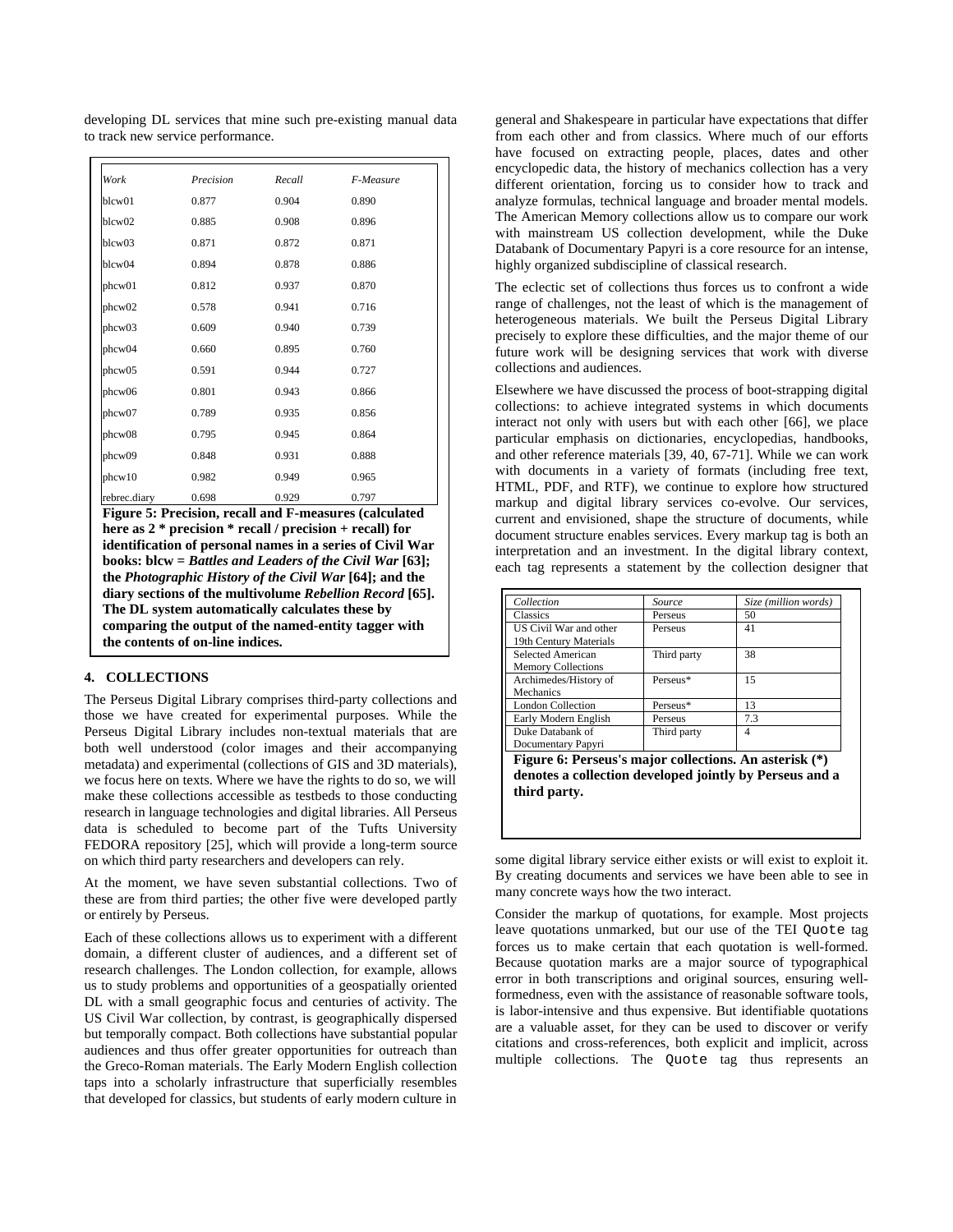developing DL services that mine such pre-existing manual data to track new service performance.

| Work | Precision | Recall | F-Measure |
|---|---|---|---|
| blcw01 | 0.877 | 0.904 | 0.890 |
| blcw02 | 0.885 | 0.908 | 0.896 |
| blcw03 | 0.871 | 0.872 | 0.871 |
| blcw04 | 0.894 | 0.878 | 0.886 |
| phcw01 | 0.812 | 0.937 | 0.870 |
| phcw02 | 0.578 | 0.941 | 0.716 |
| phcw03 | 0.609 | 0.940 | 0.739 |
| phcw04 | 0.660 | 0.895 | 0.760 |
| phcw05 | 0.591 | 0.944 | 0.727 |
| phcw06 | 0.801 | 0.943 | 0.866 |
| phcw07 | 0.789 | 0.935 | 0.856 |
| phcw08 | 0.795 | 0.945 | 0.864 |
| phcw09 | 0.848 | 0.931 | 0.888 |
| phcw10 | 0.982 | 0.949 | 0.965 |
| rebrec.diary | 0.698 | 0.929 | 0.797 |

**Figure 5: Precision, recall and F-measures (calculated here as 2 * precision * recall / precision + recall) for identification of personal names in a series of Civil War books: blcw = *Battles and Leaders of the Civil War* [63]; the *Photographic History of the Civil War* [64]; and the diary sections of the multivolume *Rebellion Record* [65]. The DL system automatically calculates these by comparing the output of the named-entity tagger with the contents of on-line indices.**

## 4. COLLECTIONS

The Perseus Digital Library comprises third-party collections and those we have created for experimental purposes. While the Perseus Digital Library includes non-textual materials that are both well understood (color images and their accompanying metadata) and experimental (collections of GIS and 3D materials), we focus here on texts. Where we have the rights to do so, we will make these collections accessible as testbeds to those conducting research in language technologies and digital libraries. All Perseus data is scheduled to become part of the Tufts University FEDORA repository [25], which will provide a long-term source on which third party researchers and developers can rely.

At the moment, we have seven substantial collections. Two of these are from third parties; the other five were developed partly or entirely by Perseus.

Each of these collections allows us to experiment with a different domain, a different cluster of audiences, and a different set of research challenges. The London collection, for example, allows us to study problems and opportunities of a geospatially oriented DL with a small geographic focus and centuries of activity. The US Civil War collection, by contrast, is geographically dispersed but temporally compact. Both collections have substantial popular audiences and thus offer greater opportunities for outreach than the Greco-Roman materials. The Early Modern English collection taps into a scholarly infrastructure that superficially resembles that developed for classics, but students of early modern culture in general and Shakespeare in particular have expectations that differ from each other and from classics. Where much of our efforts have focused on extracting people, places, dates and other encyclopedic data, the history of mechanics collection has a very different orientation, forcing us to consider how to track and analyze formulas, technical language and broader mental models. The American Memory collections allow us to compare our work with mainstream US collection development, while the Duke Databank of Documentary Papyri is a core resource for an intense, highly organized subdiscipline of classical research.

The eclectic set of collections thus forces us to confront a wide range of challenges, not the least of which is the management of heterogeneous materials. We built the Perseus Digital Library precisely to explore these difficulties, and the major theme of our future work will be designing services that work with diverse collections and audiences.

Elsewhere we have discussed the process of boot-strapping digital collections: to achieve integrated systems in which documents interact not only with users but with each other [66], we place particular emphasis on dictionaries, encyclopedias, handbooks, and other reference materials [39, 40, 67-71]. While we can work with documents in a variety of formats (including free text, HTML, PDF, and RTF), we continue to explore how structured markup and digital library services co-evolve. Our services, current and envisioned, shape the structure of documents, while document structure enables services. Every markup tag is both an interpretation and an investment. In the digital library context, each tag represents a statement by the collection designer that some digital library service either exists or will exist to exploit it. By creating documents and services we have been able to see in many concrete ways how the two interact.

| Collection | Source | Size (million words) |
|---|---|---|
| Classics | Perseus | 50 |
| US Civil War and other 19th Century Materials | Perseus | 41 |
| Selected American Memory Collections | Third party | 38 |
| Archimedes/History of Mechanics | Perseus* | 15 |
| London Collection | Perseus* | 13 |
| Early Modern English | Perseus | 7.3 |
| Duke Databank of Documentary Papyri | Third party | 4 |

**Figure 6: Perseus's major collections. An asterisk (*) denotes a collection developed jointly by Perseus and a third party.**

Consider the markup of quotations, for example. Most projects leave quotations unmarked, but our use of the TEI `Quote` tag forces us to make certain that each quotation is well-formed. Because quotation marks are a major source of typographical error in both transcriptions and original sources, ensuring well-formedness, even with the assistance of reasonable software tools, is labor-intensive and thus expensive. But identifiable quotations are a valuable asset, for they can be used to discover or verify citations and cross-references, both explicit and implicit, across multiple collections. The `Quote` tag thus represents an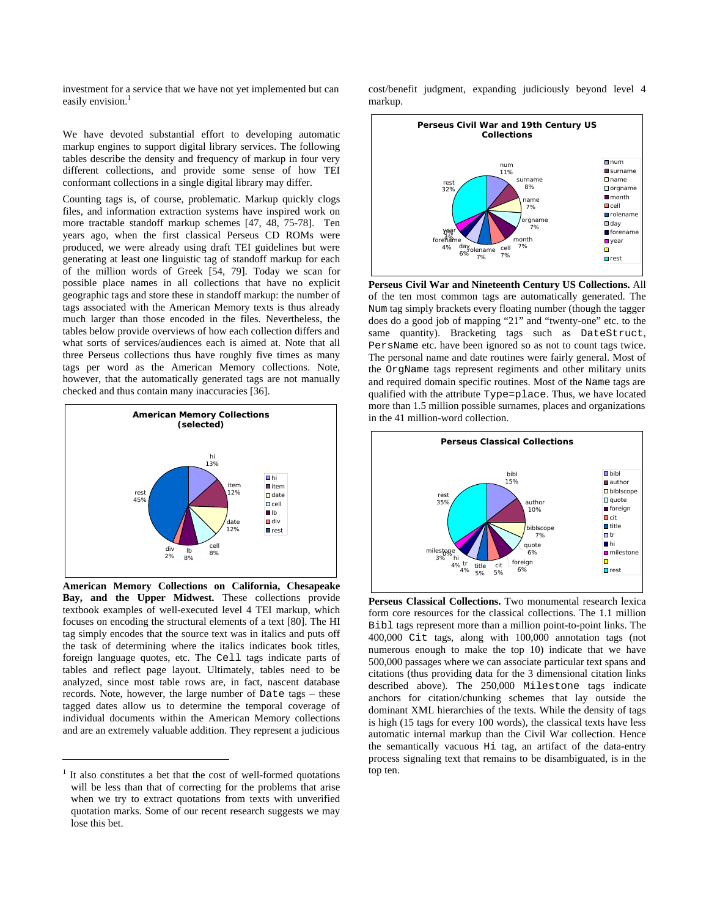investment for a service that we have not yet implemented but can easily envision.[1]

We have devoted substantial effort to developing automatic markup engines to support digital library services. The following tables describe the density and frequency of markup in four very different collections, and provide some sense of how TEI conformant collections in a single digital library may differ.

Counting tags is, of course, problematic. Markup quickly clogs files, and information extraction systems have inspired work on more tractable standoff markup schemes [47, 48, 75-78]. Ten years ago, when the first classical Perseus CD ROMs were produced, we were already using draft TEI guidelines but were generating at least one linguistic tag of standoff markup for each of the million words of Greek [54, 79]. Today we scan for possible place names in all collections that have no explicit geographic tags and store these in standoff markup: the number of tags associated with the American Memory texts is thus already much larger than those encoded in the files. Nevertheless, the tables below provide overviews of how each collection differs and what sorts of services/audiences each is aimed at. Note that all three Perseus collections thus have roughly five times as many tags per word as the American Memory collections. Note, however, that the automatically generated tags are not manually checked and thus contain many inaccuracies [36].

**American Memory Collections (selected)**

| Tag | Share |
|---|---|
| hi | 13% |
| item | 12% |
| date | 12% |
| cell | 8% |
| lb | 8% |
| div | 2% |
| rest | 45% |

**American Memory Collections on California, Chesapeake Bay, and the Upper Midwest.** These collections provide textbook examples of well-executed level 4 TEI markup, which focuses on encoding the structural elements of a text [80]. The HI tag simply encodes that the source text was in italics and puts off the task of determining where the italics indicates book titles, foreign language quotes, etc. The `Cell` tags indicate parts of tables and reflect page layout. Ultimately, tables need to be analyzed, since most table rows are, in fact, nascent database records. Note, however, the large number of `Date` tags – these tagged dates allow us to determine the temporal coverage of individual documents within the American Memory collections and are an extremely valuable addition. They represent a judicious cost/benefit judgment, expanding judiciously beyond level 4 markup.

**Perseus Civil War and 19th Century US Collections**

| Tag | Share |
|---|---|
| num | 11% |
| surname | 8% |
| name | 7% |
| orgname | 7% |
| month | 7% |
| cell | 7% |
| rolename | 7% |
| day | 6% |
| forename | 4% |
| year | 4% |
| rest | 32% |

**Perseus Civil War and Nineteenth Century US Collections.** All of the ten most common tags are automatically generated. The `Num` tag simply brackets every floating number (though the tagger does do a good job of mapping "21" and "twenty-one" etc. to the same quantity). Bracketing tags such as `DateStruct`, `PersName` etc. have been ignored so as not to count tags twice. The personal name and date routines were fairly general. Most of the `OrgName` tags represent regiments and other military units and required domain specific routines. Most of the `Name` tags are qualified with the attribute `Type=place`. Thus, we have located more than 1.5 million possible surnames, places and organizations in the 41 million-word collection.

**Perseus Classical Collections**

| Tag | Share |
|---|---|
| bibl | 15% |
| author | 10% |
| biblscope | 7% |
| quote | 6% |
| foreign | 6% |
| cit | 5% |
| title | 5% |
| tr | 4% |
| hi | 4% |
| milestone | 3% |
| rest | 35% |

**Perseus Classical Collections.** Two monumental research lexica form core resources for the classical collections. The 1.1 million `Bibl` tags represent more than a million point-to-point links. The 400,000 `Cit` tags, along with 100,000 annotation tags (not numerous enough to make the top 10) indicate that we have 500,000 passages where we can associate particular text spans and citations (thus providing data for the 3 dimensional citation links described above). The 250,000 `Milestone` tags indicate anchors for citation/chunking schemes that lay outside the dominant XML hierarchies of the texts. While the density of tags is high (15 tags for every 100 words), the classical texts have less automatic internal markup than the Civil War collection. Hence the semantically vacuous `Hi` tag, an artifact of the data-entry process signaling text that remains to be disambiguated, is in the top ten.

[1] It also constitutes a bet that the cost of well-formed quotations will be less than that of correcting for the problems that arise when we try to extract quotations from texts with unverified quotation marks. Some of our recent research suggests we may lose this bet.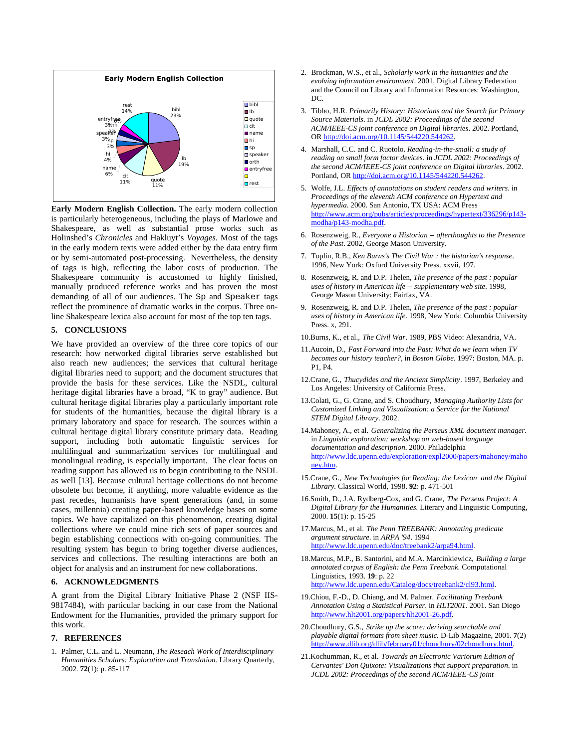**Early Modern English Collection.** The early modern collection is particularly heterogeneous, including the plays of Marlowe and Shakespeare, as well as substantial prose works such as Holinshed's *Chronicles* and Hakluyt's *Voyages*. Most of the tags in the early modern texts were added either by the data entry firm or by semi-automated post-processing. Nevertheless, the density of tags is high, reflecting the labor costs of production. The Shakespeare community is accustomed to highly finished, manually produced reference works and has proven the most demanding of all of our audiences. The `Sp` and `Speaker` tags reflect the prominence of dramatic works in the corpus. Three on-line Shakespeare lexica also account for most of the top ten tags.

## 5. CONCLUSIONS

We have provided an overview of the three core topics of our research: how networked digital libraries serve established but also reach new audiences; the services that cultural heritage digital libraries need to support; and the document structures that provide the basis for these services. Like the NSDL, cultural heritage digital libraries have a broad, "K to gray" audience. But cultural heritage digital libraries play a particularly important role for students of the humanities, because the digital library is a primary laboratory and space for research. The sources within a cultural heritage digital library constitute primary data. Reading support, including both automatic linguistic services for multilingual and summarization services for multilingual and monolingual reading, is especially important. The clear focus on reading support has allowed us to begin contributing to the NSDL as well [13]. Because cultural heritage collections do not become obsolete but become, if anything, more valuable evidence as the past recedes, humanists have spent generations (and, in some cases, millennia) creating paper-based knowledge bases on some topics. We have capitalized on this phenomenon, creating digital collections where we could mine rich sets of paper sources and begin establishing connections with on-going communities. The resulting system has begun to bring together diverse audiences, services and collections. The resulting interactions are both an object for analysis and an instrument for new collaborations.

## 6. ACKNOWLEDGMENTS

A grant from the Digital Library Initiative Phase 2 (NSF IIS-9817484), with particular backing in our case from the National Endowment for the Humanities, provided the primary support for this work.

## 7. REFERENCES

1. Palmer, C.L. and L. Neumann, *The Reseach Work of Interdisciplinary Humanities Scholars: Exploration and Translation.* Library Quarterly, 2002. **72**(1): p. 85-117
2. Brockman, W.S., et al., *Scholarly work in the humanities and the evolving information environment*. 2001, Digital Library Federation and the Council on Library and Information Resources: Washington, DC.
3. Tibbo, H.R. *Primarily History: Historians and the Search for Primary Source Materials*. in *JCDL 2002: Proceedings of the second ACM/IEEE-CS joint conference on Digital libraries*. 2002. Portland, OR http://doi.acm.org/10.1145/544220.544262.
4. Marshall, C.C. and C. Ruotolo. *Reading-in-the-small: a study of reading on small form factor devices*. in *JCDL 2002: Proceedings of the second ACM/IEEE-CS joint conference on Digital libraries*. 2002. Portland, OR http://doi.acm.org/10.1145/544220.544262.
5. Wolfe, J.L. *Effects of annotations on student readers and writers*. in *Proceedings of the eleventh ACM conference on Hypertext and hypermedia*. 2000. San Antonio, TX USA: ACM Press http://www.acm.org/pubs/articles/proceedings/hypertext/336296/p143-modha/p143-modha.pdf.
6. Rosenzweig, R., *Everyone a Historian -- afterthoughts to the Presence of the Past*. 2002, George Mason University.
7. Toplin, R.B., *Ken Burns's The Civil War : the historian's response*. 1996, New York: Oxford University Press. xxvii, 197.
8. Rosenzweig, R. and D.P. Thelen, *The presence of the past : popular uses of history in American life -- supplementary web site*. 1998, George Mason University: Fairfax, VA.
9. Rosenzweig, R. and D.P. Thelen, *The presence of the past : popular uses of history in American life*. 1998, New York: Columbia University Press. x, 291.
10. Burns, K., et al., *The Civil War*. 1989, PBS Video: Alexandria, VA.
11. Aucoin, D., *Fast Forward into the Past: What do we learn when TV becomes our history teacher?*, in *Boston Globe*. 1997: Boston, MA. p. P1, P4.
12. Crane, G., *Thucydides and the Ancient Simplicity*. 1997, Berkeley and Los Angeles: University of California Press.
13. Colati, G., G. Crane, and S. Choudhury, *Managing Authority Lists for Customized Linking and Visualization: a Service for the National STEM Digital Library*. 2002.
14. Mahoney, A., et al. *Generalizing the Perseus XML document manager*. in *Linguistic exploration: workshop on web-based language documentation and description*. 2000. Philadelphia http://www.ldc.upenn.edu/exploration/expl2000/papers/mahoney/mahoney.htm.
15. Crane, G., *New Technologies for Reading: the Lexicon and the Digital Library.* Classical World, 1998. **92**: p. 471-501
16. Smith, D., J.A. Rydberg-Cox, and G. Crane, *The Perseus Project: A Digital Library for the Humanities.* Literary and Linguistic Computing, 2000. **15**(1): p. 15-25
17. Marcus, M., et al. *The Penn TREEBANK: Annotating predicate argument structure*. in *ARPA '94*. 1994 http://www.ldc.upenn.edu/doc/treebank2/arpa94.html.
18. Marcus, M.P., B. Santorini, and M.A. Marcinkiewicz, *Building a large annotated corpus of English: the Penn Treebank.* Computational Linguistics, 1993. **19**: p. 22 http://www.ldc.upenn.edu/Catalog/docs/treebank2/cl93.html.
19. Chiou, F.-D., D. Chiang, and M. Palmer. *Facilitating Treebank Annotation Using a Statistical Parser*. in *HLT2001*. 2001. San Diego http://www.hlt2001.org/papers/hlt2001-26.pdf.
20. Choudhury, G.S., *Strike up the score: deriving searchable and playable digital formats from sheet music.* D-Lib Magazine, 2001. **7**(2) http://www.dlib.org/dlib/february01/choudhury/02choudhury.html.
21. Kochumman, R., et al. *Towards an Electronic Variorum Edition of Cervantes' Don Quixote: Visualizations that support preparation*. in *JCDL 2002: Proceedings of the second ACM/IEEE-CS joint*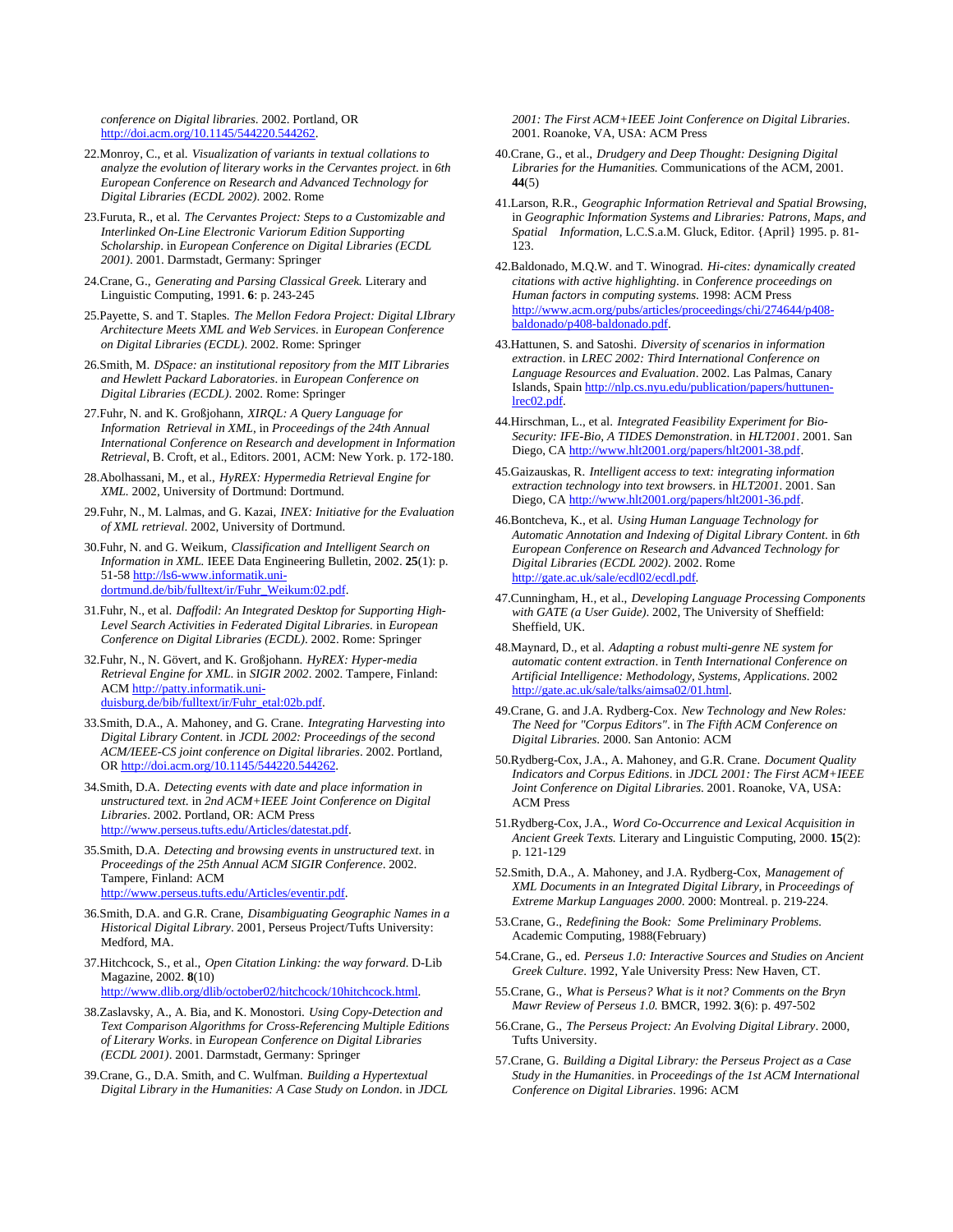*conference on Digital libraries*. 2002. Portland, OR http://doi.acm.org/10.1145/544220.544262.

22. Monroy, C., et al. *Visualization of variants in textual collations to analyze the evolution of literary works in the Cervantes project*. in *6th European Conference on Research and Advanced Technology for Digital Libraries (ECDL 2002)*. 2002. Rome

23. Furuta, R., et al. *The Cervantes Project: Steps to a Customizable and Interlinked On-Line Electronic Variorum Edition Supporting Scholarship*. in *European Conference on Digital Libraries (ECDL 2001)*. 2001. Darmstadt, Germany: Springer

24. Crane, G., *Generating and Parsing Classical Greek.* Literary and Linguistic Computing, 1991. **6**: p. 243-245

25. Payette, S. and T. Staples. *The Mellon Fedora Project: Digital LIbrary Architecture Meets XML and Web Services*. in *European Conference on Digital Libraries (ECDL)*. 2002. Rome: Springer

26. Smith, M. *DSpace: an institutional repository from the MIT Libraries and Hewlett Packard Laboratories*. in *European Conference on Digital Libraries (ECDL)*. 2002. Rome: Springer

27. Fuhr, N. and K. Großjohann, *XIRQL: A Query Language for Information Retrieval in XML*, in *Proceedings of the 24th Annual International Conference on Research and development in Information Retrieval*, B. Croft, et al., Editors. 2001, ACM: New York. p. 172-180.

28. Abolhassani, M., et al., *HyREX: Hypermedia Retrieval Engine for XML*. 2002, University of Dortmund: Dortmund.

29. Fuhr, N., M. Lalmas, and G. Kazai, *INEX: Initiative for the Evaluation of XML retrieval*. 2002, University of Dortmund.

30. Fuhr, N. and G. Weikum, *Classification and Intelligent Search on Information in XML.* IEEE Data Engineering Bulletin, 2002. **25**(1): p. 51-58 http://ls6-www.informatik.uni-dortmund.de/bib/fulltext/ir/Fuhr_Weikum:02.pdf.

31. Fuhr, N., et al. *Daffodil: An Integrated Desktop for Supporting High-Level Search Activities in Federated Digital Libraries*. in *European Conference on Digital Libraries (ECDL)*. 2002. Rome: Springer

32. Fuhr, N., N. Gövert, and K. Großjohann. *HyREX: Hyper-media Retrieval Engine for XML*. in *SIGIR 2002*. 2002. Tampere, Finland: ACM http://patty.informatik.uni-duisburg.de/bib/fulltext/ir/Fuhr_etal:02b.pdf.

33. Smith, D.A., A. Mahoney, and G. Crane. *Integrating Harvesting into Digital Library Content*. in *JCDL 2002: Proceedings of the second ACM/IEEE-CS joint conference on Digital libraries*. 2002. Portland, OR http://doi.acm.org/10.1145/544220.544262.

34. Smith, D.A. *Detecting events with date and place information in unstructured text*. in *2nd ACM+IEEE Joint Conference on Digital Libraries*. 2002. Portland, OR: ACM Press http://www.perseus.tufts.edu/Articles/datestat.pdf.

35. Smith, D.A. *Detecting and browsing events in unstructured text*. in *Proceedings of the 25th Annual ACM SIGIR Conference*. 2002. Tampere, Finland: ACM http://www.perseus.tufts.edu/Articles/eventir.pdf.

36. Smith, D.A. and G.R. Crane, *Disambiguating Geographic Names in a Historical Digital Library*. 2001, Perseus Project/Tufts University: Medford, MA.

37. Hitchcock, S., et al., *Open Citation Linking: the way forward.* D-Lib Magazine, 2002. **8**(10) http://www.dlib.org/dlib/october02/hitchcock/10hitchcock.html.

38. Zaslavsky, A., A. Bia, and K. Monostori. *Using Copy-Detection and Text Comparison Algorithms for Cross-Referencing Multiple Editions of Literary Works*. in *European Conference on Digital Libraries (ECDL 2001)*. 2001. Darmstadt, Germany: Springer

39. Crane, G., D.A. Smith, and C. Wulfman. *Building a Hypertextual Digital Library in the Humanities: A Case Study on London*. in *JDCL 2001: The First ACM+IEEE Joint Conference on Digital Libraries*. 2001. Roanoke, VA, USA: ACM Press

40. Crane, G., et al., *Drudgery and Deep Thought: Designing Digital Libraries for the Humanities.* Communications of the ACM, 2001. **44**(5)

41. Larson, R.R., *Geographic Information Retrieval and Spatial Browsing*, in *Geographic Information Systems and Libraries: Patrons, Maps, and Spatial Information*, L.C.S.a.M. Gluck, Editor. {April} 1995. p. 81-123.

42. Baldonado, M.Q.W. and T. Winograd. *Hi-cites: dynamically created citations with active highlighting*. in *Conference proceedings on Human factors in computing systems*. 1998: ACM Press http://www.acm.org/pubs/articles/proceedings/chi/274644/p408-baldonado/p408-baldonado.pdf.

43. Hattunen, S. and Satoshi. *Diversity of scenarios in information extraction*. in *LREC 2002: Third International Conference on Language Resources and Evaluation*. 2002. Las Palmas, Canary Islands, Spain http://nlp.cs.nyu.edu/publication/papers/huttunen-lrec02.pdf.

44. Hirschman, L., et al. *Integrated Feasibility Experiment for Bio-Security: IFE-Bio, A TIDES Demonstration*. in *HLT2001*. 2001. San Diego, CA http://www.hlt2001.org/papers/hlt2001-38.pdf.

45. Gaizauskas, R. *Intelligent access to text: integrating information extraction technology into text browsers*. in *HLT2001*. 2001. San Diego, CA http://www.hlt2001.org/papers/hlt2001-36.pdf.

46. Bontcheva, K., et al. *Using Human Language Technology for Automatic Annotation and Indexing of Digital Library Content*. in *6th European Conference on Research and Advanced Technology for Digital Libraries (ECDL 2002)*. 2002. Rome http://gate.ac.uk/sale/ecdl02/ecdl.pdf.

47. Cunningham, H., et al., *Developing Language Processing Components with GATE (a User Guide)*. 2002, The University of Sheffield: Sheffield, UK.

48. Maynard, D., et al. *Adapting a robust multi-genre NE system for automatic content extraction*. in *Tenth International Conference on Artificial Intelligence: Methodology, Systems, Applications*. 2002 http://gate.ac.uk/sale/talks/aimsa02/01.html.

49. Crane, G. and J.A. Rydberg-Cox. *New Technology and New Roles: The Need for "Corpus Editors"*. in *The Fifth ACM Conference on Digital Libraries*. 2000. San Antonio: ACM

50. Rydberg-Cox, J.A., A. Mahoney, and G.R. Crane. *Document Quality Indicators and Corpus Editions*. in *JDCL 2001: The First ACM+IEEE Joint Conference on Digital Libraries*. 2001. Roanoke, VA, USA: ACM Press

51. Rydberg-Cox, J.A., *Word Co-Occurrence and Lexical Acquisition in Ancient Greek Texts.* Literary and Linguistic Computing, 2000. **15**(2): p. 121-129

52. Smith, D.A., A. Mahoney, and J.A. Rydberg-Cox, *Management of XML Documents in an Integrated Digital Library*, in *Proceedings of Extreme Markup Languages 2000*. 2000: Montreal. p. 219-224.

53. Crane, G., *Redefining the Book: Some Preliminary Problems.* Academic Computing, 1988(February)

54. Crane, G., ed. *Perseus 1.0: Interactive Sources and Studies on Ancient Greek Culture*. 1992, Yale University Press: New Haven, CT.

55. Crane, G., *What is Perseus? What is it not? Comments on the Bryn Mawr Review of Perseus 1.0.* BMCR, 1992. **3**(6): p. 497-502

56. Crane, G., *The Perseus Project: An Evolving Digital Library*. 2000, Tufts University.

57. Crane, G. *Building a Digital Library: the Perseus Project as a Case Study in the Humanities*. in *Proceedings of the 1st ACM International Conference on Digital Libraries*. 1996: ACM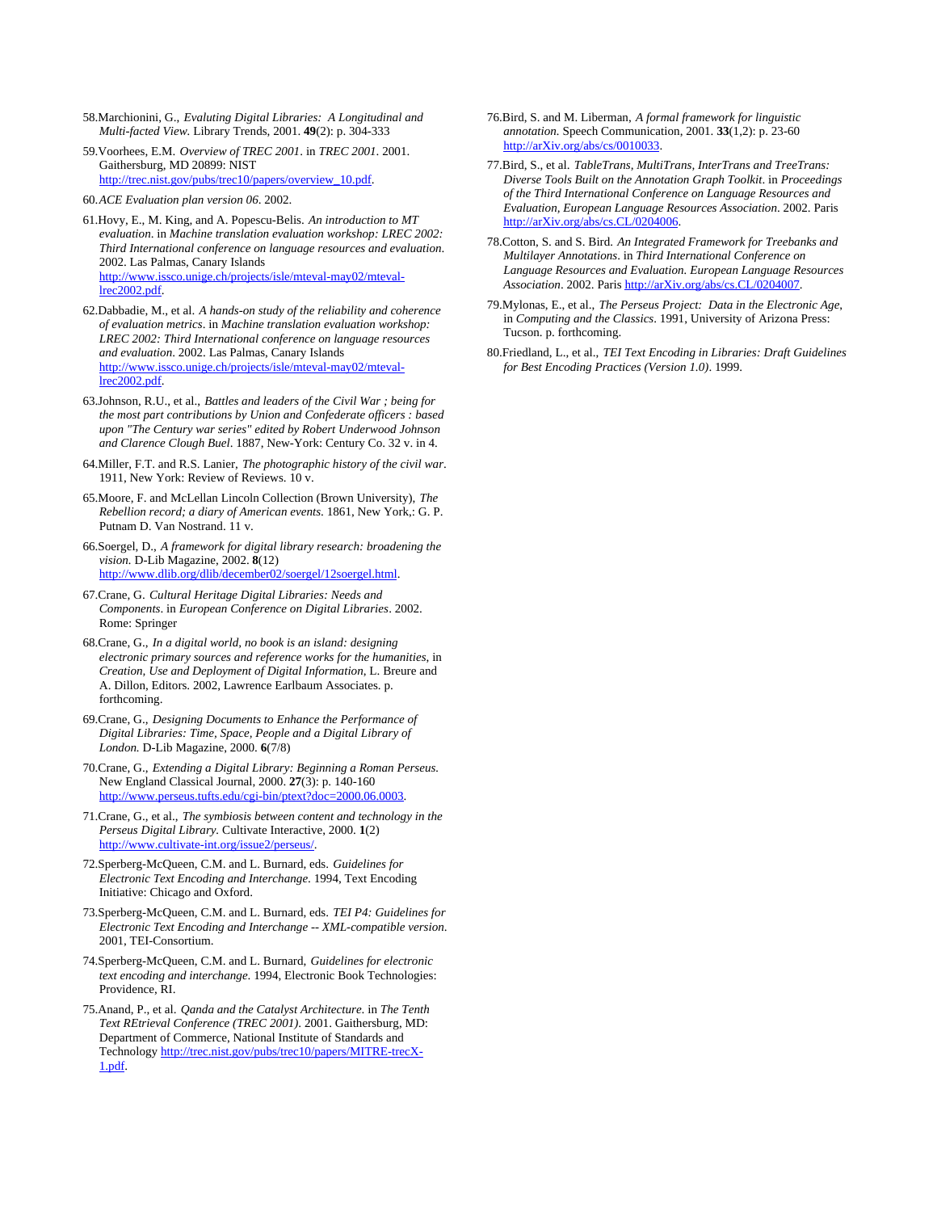58. Marchionini, G., *Evaluting Digital Libraries: A Longitudinal and Multi-facted View.* Library Trends, 2001. **49**(2): p. 304-333

59. Voorhees, E.M. *Overview of TREC 2001*. in *TREC 2001*. 2001. Gaithersburg, MD 20899: NIST http://trec.nist.gov/pubs/trec10/papers/overview_10.pdf.

60. *ACE Evaluation plan version 06*. 2002.

61. Hovy, E., M. King, and A. Popescu-Belis. *An introduction to MT evaluation*. in *Machine translation evaluation workshop: LREC 2002: Third International conference on language resources and evaluation*. 2002. Las Palmas, Canary Islands http://www.issco.unige.ch/projects/isle/mteval-may02/mteval-lrec2002.pdf.

62. Dabbadie, M., et al. *A hands-on study of the reliability and coherence of evaluation metrics*. in *Machine translation evaluation workshop: LREC 2002: Third International conference on language resources and evaluation*. 2002. Las Palmas, Canary Islands http://www.issco.unige.ch/projects/isle/mteval-may02/mteval-lrec2002.pdf.

63. Johnson, R.U., et al., *Battles and leaders of the Civil War ; being for the most part contributions by Union and Confederate officers : based upon "The Century war series" edited by Robert Underwood Johnson and Clarence Clough Buel*. 1887, New-York: Century Co. 32 v. in 4.

64. Miller, F.T. and R.S. Lanier, *The photographic history of the civil war*. 1911, New York: Review of Reviews. 10 v.

65. Moore, F. and McLellan Lincoln Collection (Brown University), *The Rebellion record; a diary of American events*. 1861, New York,: G. P. Putnam D. Van Nostrand. 11 v.

66. Soergel, D., *A framework for digital library research: broadening the vision.* D-Lib Magazine, 2002. **8**(12) http://www.dlib.org/dlib/december02/soergel/12soergel.html.

67. Crane, G. *Cultural Heritage Digital Libraries: Needs and Components*. in *European Conference on Digital Libraries*. 2002. Rome: Springer

68. Crane, G., *In a digital world, no book is an island: designing electronic primary sources and reference works for the humanities*, in *Creation, Use and Deployment of Digital Information*, L. Breure and A. Dillon, Editors. 2002, Lawrence Earlbaum Associates. p. forthcoming.

69. Crane, G., *Designing Documents to Enhance the Performance of Digital Libraries: Time, Space, People and a Digital Library of London.* D-Lib Magazine, 2000. **6**(7/8)

70. Crane, G., *Extending a Digital Library: Beginning a Roman Perseus.* New England Classical Journal, 2000. **27**(3): p. 140-160 http://www.perseus.tufts.edu/cgi-bin/ptext?doc=2000.06.0003.

71. Crane, G., et al., *The symbiosis between content and technology in the Perseus Digital Library.* Cultivate Interactive, 2000. **1**(2) http://www.cultivate-int.org/issue2/perseus/.

72. Sperberg-McQueen, C.M. and L. Burnard, eds. *Guidelines for Electronic Text Encoding and Interchange.* 1994, Text Encoding Initiative: Chicago and Oxford.

73. Sperberg-McQueen, C.M. and L. Burnard, eds. *TEI P4: Guidelines for Electronic Text Encoding and Interchange -- XML-compatible version.* 2001, TEI-Consortium.

74. Sperberg-McQueen, C.M. and L. Burnard, *Guidelines for electronic text encoding and interchange*. 1994, Electronic Book Technologies: Providence, RI.

75. Anand, P., et al. *Qanda and the Catalyst Architecture.* in *The Tenth Text REtrieval Conference (TREC 2001).* 2001. Gaithersburg, MD: Department of Commerce, National Institute of Standards and Technology http://trec.nist.gov/pubs/trec10/papers/MITRE-trecX-1.pdf.

76. Bird, S. and M. Liberman, *A formal framework for linguistic annotation.* Speech Communication, 2001. **33**(1,2): p. 23-60 http://arXiv.org/abs/cs/0010033.

77. Bird, S., et al. *TableTrans, MultiTrans, InterTrans and TreeTrans: Diverse Tools Built on the Annotation Graph Toolkit*. in *Proceedings of the Third International Conference on Language Resources and Evaluation, European Language Resources Association*. 2002. Paris http://arXiv.org/abs/cs.CL/0204006.

78. Cotton, S. and S. Bird. *An Integrated Framework for Treebanks and Multilayer Annotations*. in *Third International Conference on Language Resources and Evaluation. European Language Resources Association*. 2002. Paris http://arXiv.org/abs/cs.CL/0204007.

79. Mylonas, E., et al., *The Perseus Project: Data in the Electronic Age*, in *Computing and the Classics*. 1991, University of Arizona Press: Tucson. p. forthcoming.

80. Friedland, L., et al., *TEI Text Encoding in Libraries: Draft Guidelines for Best Encoding Practices (Version 1.0)*. 1999.